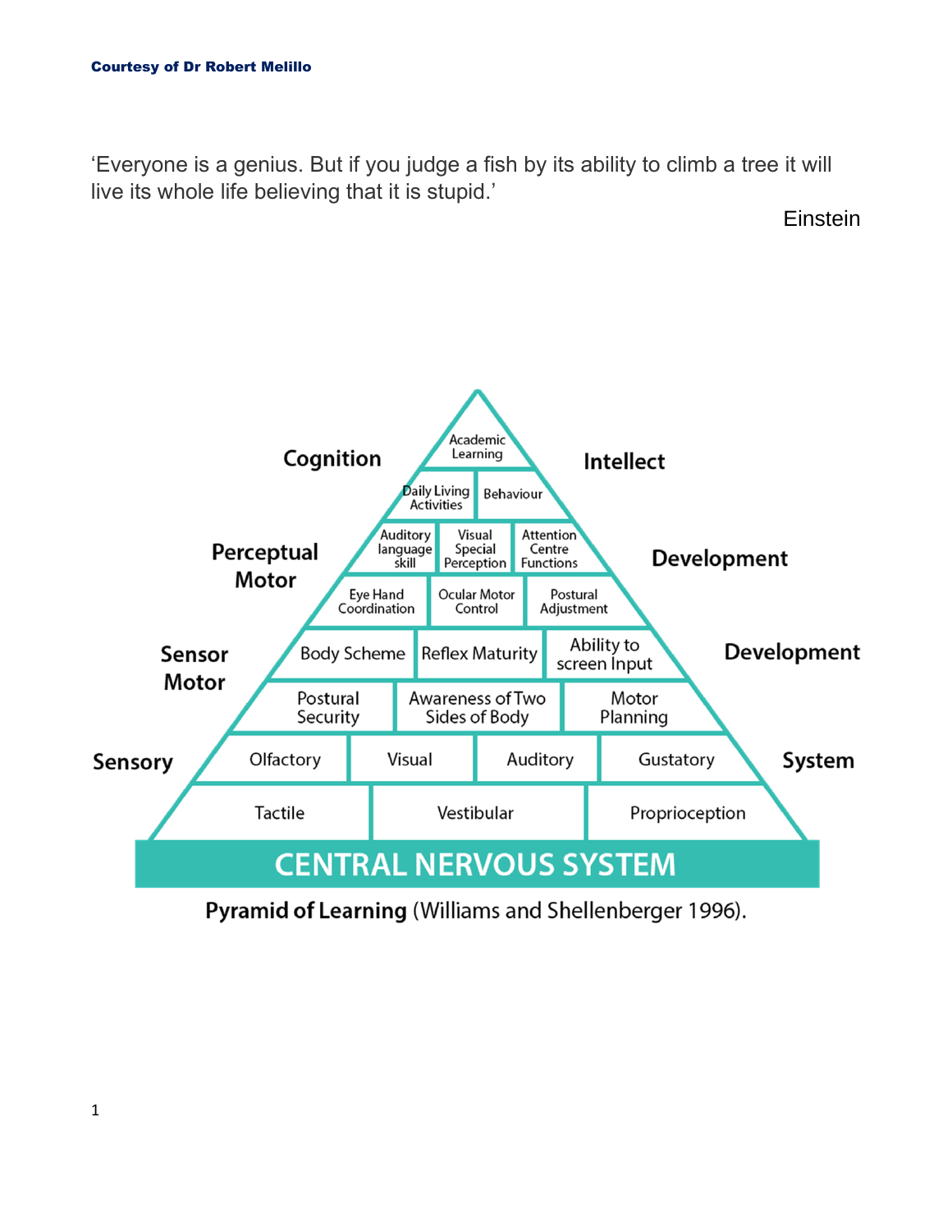**Courtesy of Dr Robert Melillo**

'Everyone is a genius. But if you judge a fish by its ability to climb a tree it will live its whole life believing that it is stupid.'

Einstein

Cognition — Intellect

Academic Learning

Daily Living Activities | Behaviour

Perceptual Motor — Development

Auditory language skill | Visual Special Perception | Attention Centre Functions

Eye Hand Coordination | Ocular Motor Control | Postural Adjustment

Sensor Motor — Development

Body Scheme | Reflex Maturity | Ability to screen Input

Postural Security | Awareness of Two Sides of Body | Motor Planning

Sensory — System

Olfactory | Visual | Auditory | Gustatory

Tactile | Vestibular | Proprioception

CENTRAL NERVOUS SYSTEM

**Pyramid of Learning** (Williams and Shellenberger 1996).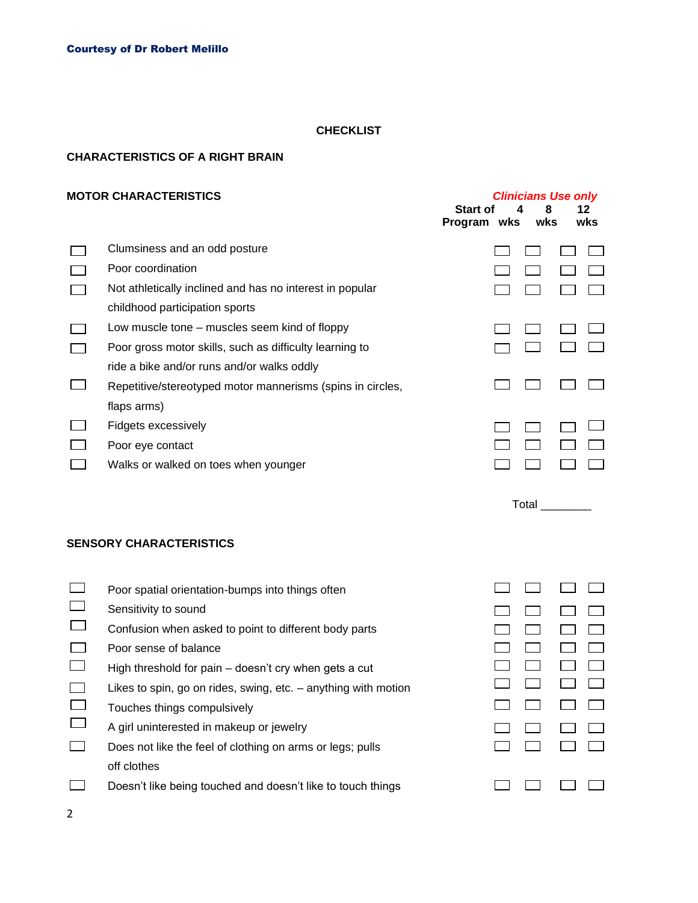Courtesy of Dr Robert Melillo

# CHECKLIST

## CHARACTERISTICS OF A RIGHT BRAIN

### MOTOR CHARACTERISTICS

| | | *Clinicians Use only* | | | |
|---|---|---|---|---|---|
| | | Start of Program | 4 wks | 8 wks | 12 wks |
| ☐ | Clumsiness and an odd posture | ☐ | ☐ | ☐ | ☐ |
| ☐ | Poor coordination | ☐ | ☐ | ☐ | ☐ |
| ☐ | Not athletically inclined and has no interest in popular childhood participation sports | ☐ | ☐ | ☐ | ☐ |
| ☐ | Low muscle tone – muscles seem kind of floppy | ☐ | ☐ | ☐ | ☐ |
| ☐ | Poor gross motor skills, such as difficulty learning to ride a bike and/or runs and/or walks oddly | ☐ | ☐ | ☐ | ☐ |
| ☐ | Repetitive/stereotyped motor mannerisms (spins in circles, flaps arms) | ☐ | ☐ | ☐ | ☐ |
| ☐ | Fidgets excessively | ☐ | ☐ | ☐ | ☐ |
| ☐ | Poor eye contact | ☐ | ☐ | ☐ | ☐ |
| ☐ | Walks or walked on toes when younger | ☐ | ☐ | ☐ | ☐ |

Total ________

### SENSORY CHARACTERISTICS

| | | Start of Program | 4 wks | 8 wks | 12 wks |
|---|---|---|---|---|---|
| ☐ | Poor spatial orientation-bumps into things often | ☐ | ☐ | ☐ | ☐ |
| ☐ | Sensitivity to sound | ☐ | ☐ | ☐ | ☐ |
| ☐ | Confusion when asked to point to different body parts | ☐ | ☐ | ☐ | ☐ |
| ☐ | Poor sense of balance | ☐ | ☐ | ☐ | ☐ |
| ☐ | High threshold for pain – doesn't cry when gets a cut | ☐ | ☐ | ☐ | ☐ |
| ☐ | Likes to spin, go on rides, swing, etc. – anything with motion | ☐ | ☐ | ☐ | ☐ |
| ☐ | Touches things compulsively | ☐ | ☐ | ☐ | ☐ |
| ☐ | A girl uninterested in makeup or jewelry | ☐ | ☐ | ☐ | ☐ |
| ☐ | Does not like the feel of clothing on arms or legs; pulls off clothes | ☐ | ☐ | ☐ | ☐ |
| ☐ | Doesn't like being touched and doesn't like to touch things | ☐ | ☐ | ☐ | ☐ |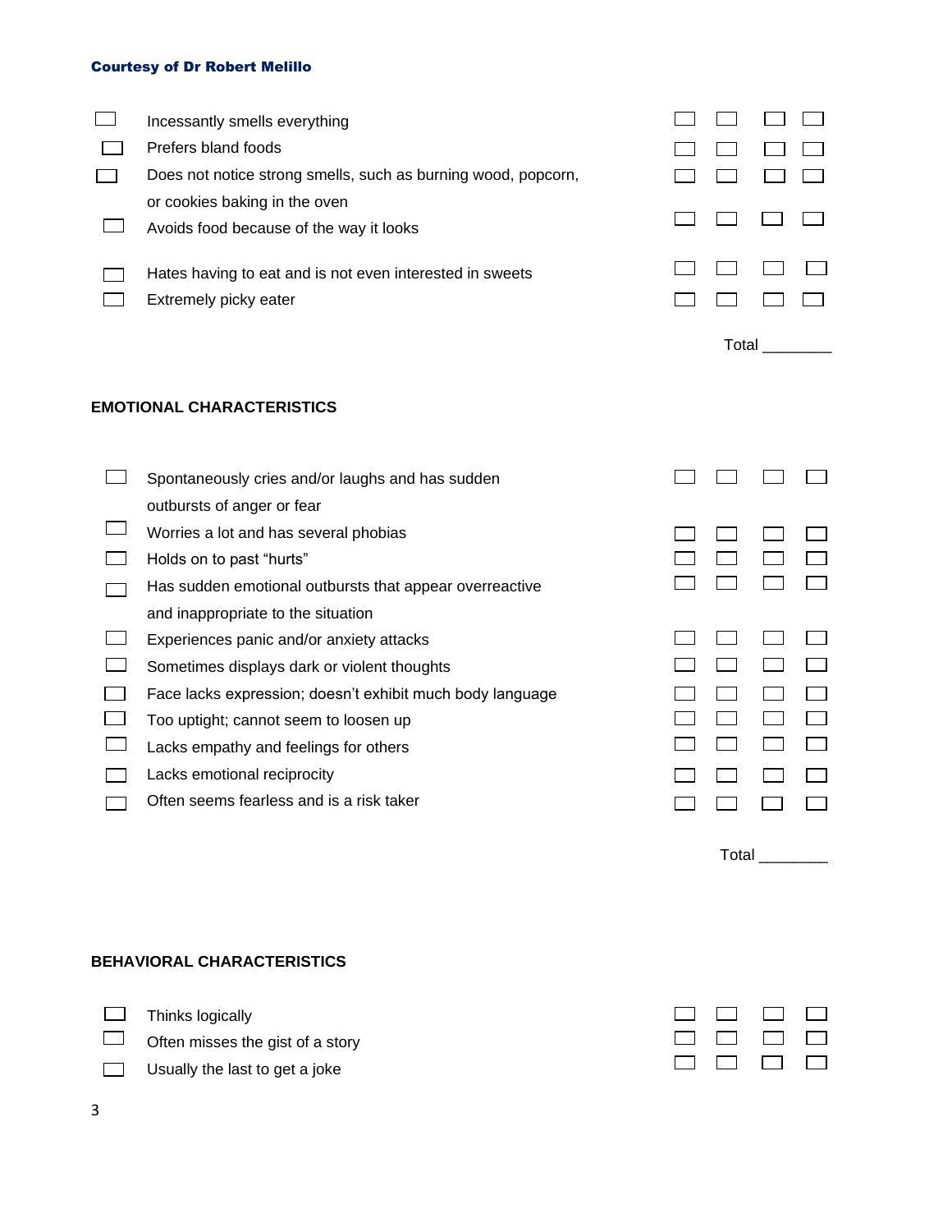Courtesy of Dr Robert Melillo

| | | | | | |
|---|---|---|---|---|---|
| ☐ | Incessantly smells everything | ☐ | ☐ | ☐ | ☐ |
| ☐ | Prefers bland foods | ☐ | ☐ | ☐ | ☐ |
| ☐ | Does not notice strong smells, such as burning wood, popcorn, or cookies baking in the oven | ☐ | ☐ | ☐ | ☐ |
| ☐ | Avoids food because of the way it looks | ☐ | ☐ | ☐ | ☐ |
| ☐ | Hates having to eat and is not even interested in sweets | ☐ | ☐ | ☐ | ☐ |
| ☐ | Extremely picky eater | ☐ | ☐ | ☐ | ☐ |

Total ________

**EMOTIONAL CHARACTERISTICS**

| | | | | | |
|---|---|---|---|---|---|
| ☐ | Spontaneously cries and/or laughs and has sudden outbursts of anger or fear | ☐ | ☐ | ☐ | ☐ |
| ☐ | Worries a lot and has several phobias | ☐ | ☐ | ☐ | ☐ |
| ☐ | Holds on to past "hurts" | ☐ | ☐ | ☐ | ☐ |
| ☐ | Has sudden emotional outbursts that appear overreactive and inappropriate to the situation | ☐ | ☐ | ☐ | ☐ |
| ☐ | Experiences panic and/or anxiety attacks | ☐ | ☐ | ☐ | ☐ |
| ☐ | Sometimes displays dark or violent thoughts | ☐ | ☐ | ☐ | ☐ |
| ☐ | Face lacks expression; doesn't exhibit much body language | ☐ | ☐ | ☐ | ☐ |
| ☐ | Too uptight; cannot seem to loosen up | ☐ | ☐ | ☐ | ☐ |
| ☐ | Lacks empathy and feelings for others | ☐ | ☐ | ☐ | ☐ |
| ☐ | Lacks emotional reciprocity | ☐ | ☐ | ☐ | ☐ |
| ☐ | Often seems fearless and is a risk taker | ☐ | ☐ | ☐ | ☐ |

Total ________

**BEHAVIORAL CHARACTERISTICS**

| | | | | | |
|---|---|---|---|---|---|
| ☐ | Thinks logically | ☐ | ☐ | ☐ | ☐ |
| ☐ | Often misses the gist of a story | ☐ | ☐ | ☐ | ☐ |
| ☐ | Usually the last to get a joke | ☐ | ☐ | ☐ | ☐ |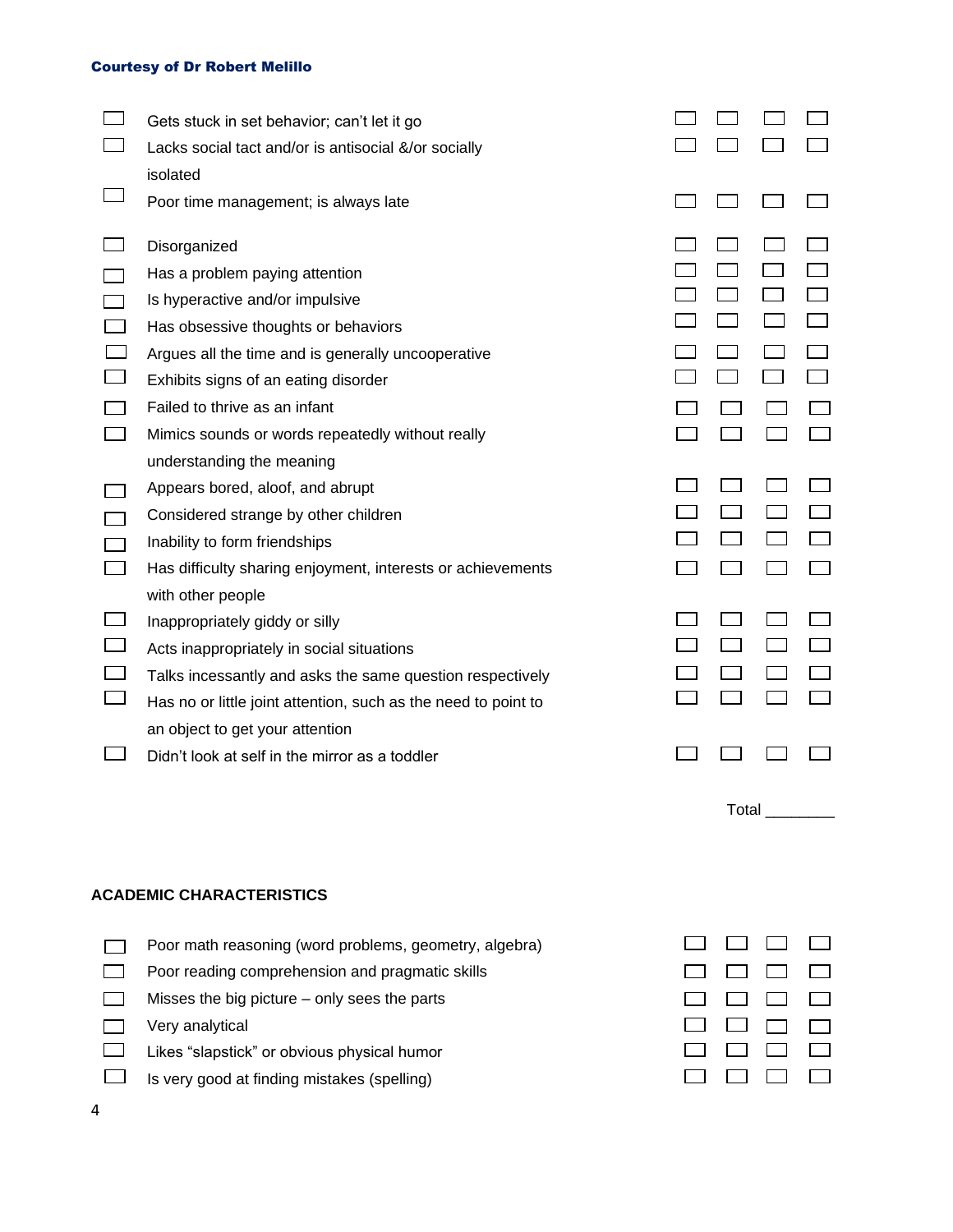**Courtesy of Dr Robert Melillo**

| ☐ | Item | ☐ | ☐ | ☐ | ☐ |
|---|---|---|---|---|---|
| ☐ | Gets stuck in set behavior; can't let it go | ☐ | ☐ | ☐ | ☐ |
| ☐ | Lacks social tact and/or is antisocial &/or socially isolated | ☐ | ☐ | ☐ | ☐ |
| ☐ | Poor time management; is always late | ☐ | ☐ | ☐ | ☐ |
| ☐ | Disorganized | ☐ | ☐ | ☐ | ☐ |
| ☐ | Has a problem paying attention | ☐ | ☐ | ☐ | ☐ |
| ☐ | Is hyperactive and/or impulsive | ☐ | ☐ | ☐ | ☐ |
| ☐ | Has obsessive thoughts or behaviors | ☐ | ☐ | ☐ | ☐ |
| ☐ | Argues all the time and is generally uncooperative | ☐ | ☐ | ☐ | ☐ |
| ☐ | Exhibits signs of an eating disorder | ☐ | ☐ | ☐ | ☐ |
| ☐ | Failed to thrive as an infant | ☐ | ☐ | ☐ | ☐ |
| ☐ | Mimics sounds or words repeatedly without really understanding the meaning | ☐ | ☐ | ☐ | ☐ |
| ☐ | Appears bored, aloof, and abrupt | ☐ | ☐ | ☐ | ☐ |
| ☐ | Considered strange by other children | ☐ | ☐ | ☐ | ☐ |
| ☐ | Inability to form friendships | ☐ | ☐ | ☐ | ☐ |
| ☐ | Has difficulty sharing enjoyment, interests or achievements with other people | ☐ | ☐ | ☐ | ☐ |
| ☐ | Inappropriately giddy or silly | ☐ | ☐ | ☐ | ☐ |
| ☐ | Acts inappropriately in social situations | ☐ | ☐ | ☐ | ☐ |
| ☐ | Talks incessantly and asks the same question respectively | ☐ | ☐ | ☐ | ☐ |
| ☐ | Has no or little joint attention, such as the need to point to an object to get your attention | ☐ | ☐ | ☐ | ☐ |
| ☐ | Didn't look at self in the mirror as a toddler | ☐ | ☐ | ☐ | ☐ |

Total ________

**ACADEMIC CHARACTERISTICS**

| ☐ | Item | ☐ | ☐ | ☐ | ☐ |
|---|---|---|---|---|---|
| ☐ | Poor math reasoning (word problems, geometry, algebra) | ☐ | ☐ | ☐ | ☐ |
| ☐ | Poor reading comprehension and pragmatic skills | ☐ | ☐ | ☐ | ☐ |
| ☐ | Misses the big picture – only sees the parts | ☐ | ☐ | ☐ | ☐ |
| ☐ | Very analytical | ☐ | ☐ | ☐ | ☐ |
| ☐ | Likes "slapstick" or obvious physical humor | ☐ | ☐ | ☐ | ☐ |
| ☐ | Is very good at finding mistakes (spelling) | ☐ | ☐ | ☐ | ☐ |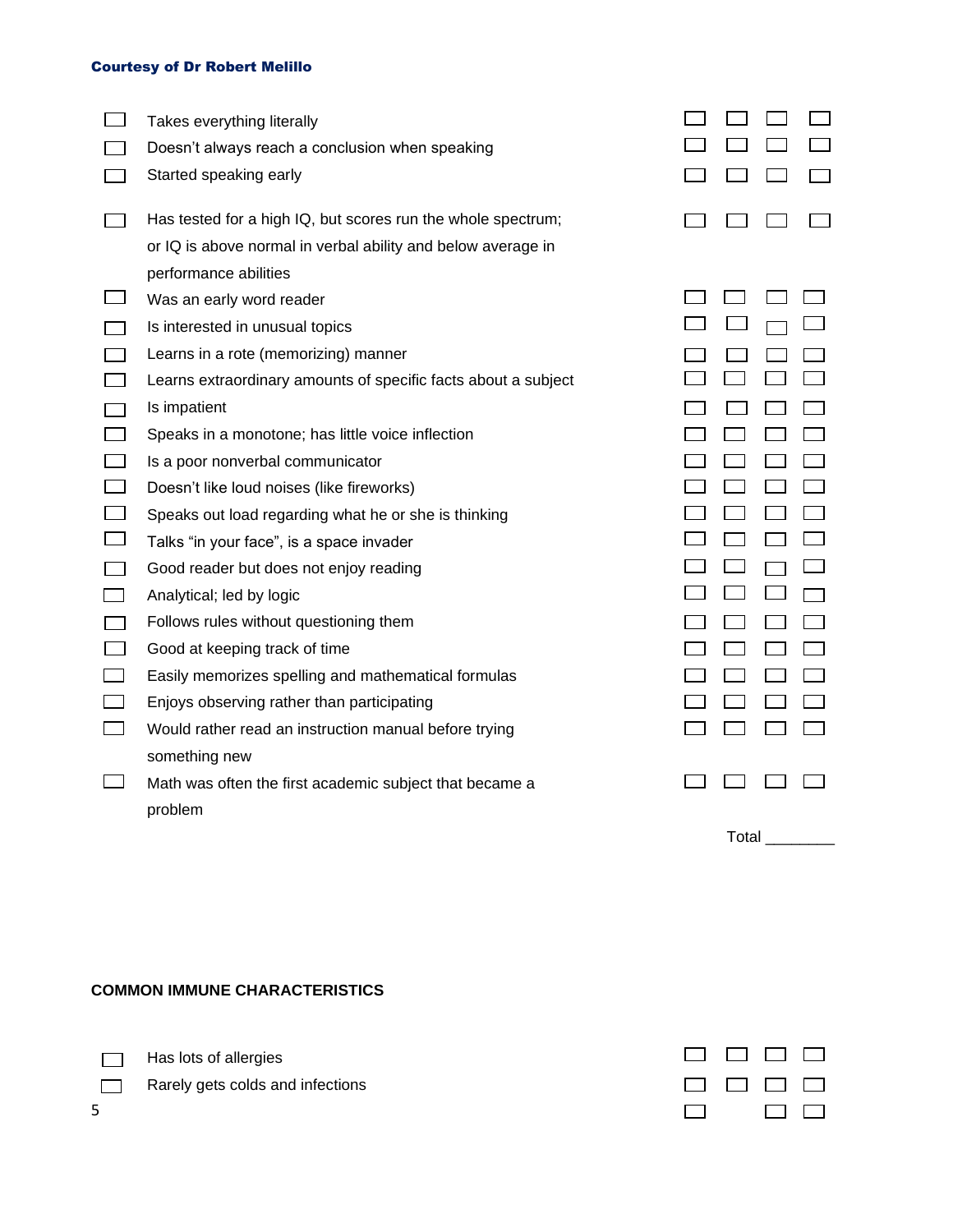**Courtesy of Dr Robert Melillo**

| | | | | | |
|---|---|---|---|---|---|
| ☐ Takes everything literally | ☐ | ☐ | ☐ | ☐ |
| ☐ Doesn't always reach a conclusion when speaking | ☐ | ☐ | ☐ | ☐ |
| ☐ Started speaking early | ☐ | ☐ | ☐ | ☐ |
| ☐ Has tested for a high IQ, but scores run the whole spectrum; or IQ is above normal in verbal ability and below average in performance abilities | ☐ | ☐ | ☐ | ☐ |
| ☐ Was an early word reader | ☐ | ☐ | ☐ | ☐ |
| ☐ Is interested in unusual topics | ☐ | ☐ | ☐ | ☐ |
| ☐ Learns in a rote (memorizing) manner | ☐ | ☐ | ☐ | ☐ |
| ☐ Learns extraordinary amounts of specific facts about a subject | ☐ | ☐ | ☐ | ☐ |
| ☐ Is impatient | ☐ | ☐ | ☐ | ☐ |
| ☐ Speaks in a monotone; has little voice inflection | ☐ | ☐ | ☐ | ☐ |
| ☐ Is a poor nonverbal communicator | ☐ | ☐ | ☐ | ☐ |
| ☐ Doesn't like loud noises (like fireworks) | ☐ | ☐ | ☐ | ☐ |
| ☐ Speaks out load regarding what he or she is thinking | ☐ | ☐ | ☐ | ☐ |
| ☐ Talks "in your face", is a space invader | ☐ | ☐ | ☐ | ☐ |
| ☐ Good reader but does not enjoy reading | ☐ | ☐ | ☐ | ☐ |
| ☐ Analytical; led by logic | ☐ | ☐ | ☐ | ☐ |
| ☐ Follows rules without questioning them | ☐ | ☐ | ☐ | ☐ |
| ☐ Good at keeping track of time | ☐ | ☐ | ☐ | ☐ |
| ☐ Easily memorizes spelling and mathematical formulas | ☐ | ☐ | ☐ | ☐ |
| ☐ Enjoys observing rather than participating | ☐ | ☐ | ☐ | ☐ |
| ☐ Would rather read an instruction manual before trying something new | ☐ | ☐ | ☐ | ☐ |
| ☐ Math was often the first academic subject that became a problem | ☐ | ☐ | ☐ | ☐ |

Total ________

**COMMON IMMUNE CHARACTERISTICS**

| | | | | |
|---|---|---|---|---|
| ☐ Has lots of allergies | ☐ | ☐ | ☐ | ☐ |
| ☐ Rarely gets colds and infections | ☐ | ☐ | ☐ | ☐ |
| | ☐ | | ☐ | ☐ |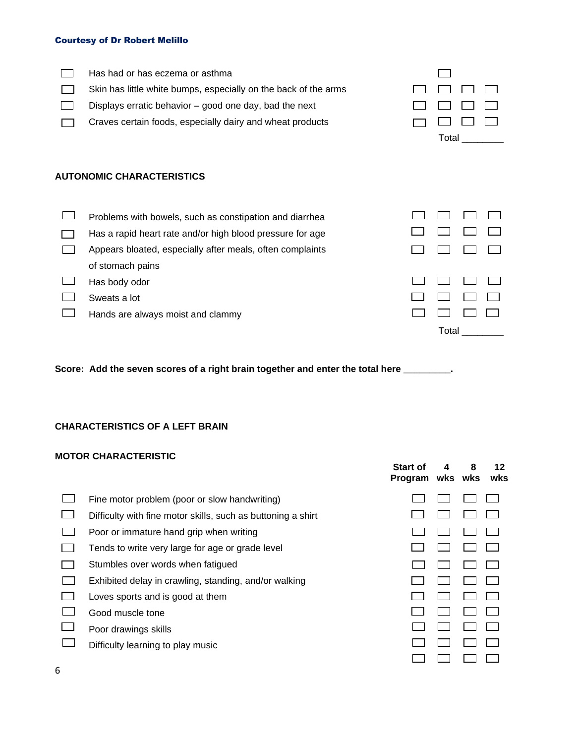Courtesy of Dr Robert Melillo

| | | | | | |
|---|---|---|---|---|---|
| ☐ | Has had or has eczema or asthma | | ☐ | | |
| ☐ | Skin has little white bumps, especially on the back of the arms | ☐ | ☐ | ☐ | ☐ |
| ☐ | Displays erratic behavior – good one day, bad the next | ☐ | ☐ | ☐ | ☐ |
| ☐ | Craves certain foods, especially dairy and wheat products | ☐ | ☐ | ☐ | ☐ |

Total ________

**AUTONOMIC CHARACTERISTICS**

| | | | | | |
|---|---|---|---|---|---|
| ☐ | Problems with bowels, such as constipation and diarrhea | ☐ | ☐ | ☐ | ☐ |
| ☐ | Has a rapid heart rate and/or high blood pressure for age | ☐ | ☐ | ☐ | ☐ |
| ☐ | Appears bloated, especially after meals, often complaints of stomach pains | ☐ | ☐ | ☐ | ☐ |
| ☐ | Has body odor | ☐ | ☐ | ☐ | ☐ |
| ☐ | Sweats a lot | ☐ | ☐ | ☐ | ☐ |
| ☐ | Hands are always moist and clammy | ☐ | ☐ | ☐ | ☐ |

Total ________

**Score: Add the seven scores of a right brain together and enter the total here ________.**

**CHARACTERISTICS OF A LEFT BRAIN**

**MOTOR CHARACTERISTIC**

| | | Start of Program | 4 wks | 8 wks | 12 wks |
|---|---|---|---|---|---|
| ☐ | Fine motor problem (poor or slow handwriting) | ☐ | ☐ | ☐ | ☐ |
| ☐ | Difficulty with fine motor skills, such as buttoning a shirt | ☐ | ☐ | ☐ | ☐ |
| ☐ | Poor or immature hand grip when writing | ☐ | ☐ | ☐ | ☐ |
| ☐ | Tends to write very large for age or grade level | ☐ | ☐ | ☐ | ☐ |
| ☐ | Stumbles over words when fatigued | ☐ | ☐ | ☐ | ☐ |
| ☐ | Exhibited delay in crawling, standing, and/or walking | ☐ | ☐ | ☐ | ☐ |
| ☐ | Loves sports and is good at them | ☐ | ☐ | ☐ | ☐ |
| ☐ | Good muscle tone | ☐ | ☐ | ☐ | ☐ |
| ☐ | Poor drawings skills | ☐ | ☐ | ☐ | ☐ |
| ☐ | Difficulty learning to play music | ☐ | ☐ | ☐ | ☐ |
| | | ☐ | ☐ | ☐ | ☐ |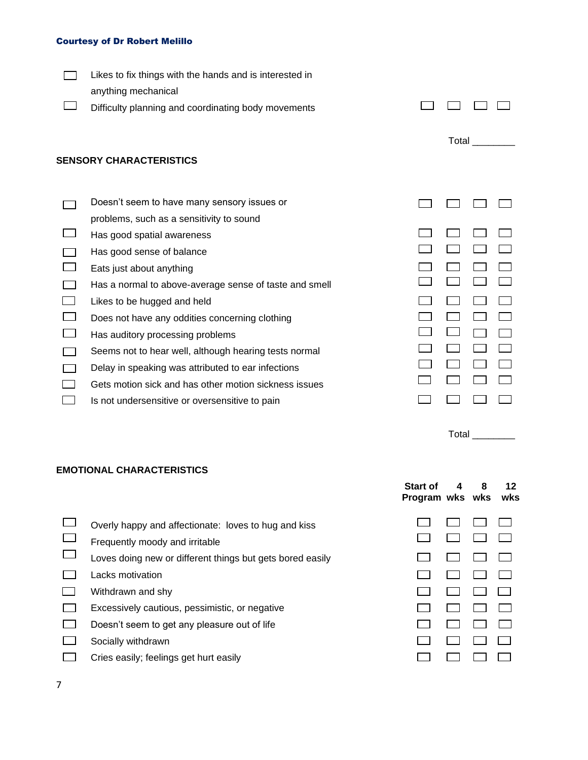Courtesy of Dr Robert Melillo

| | | Start of Program | 4 wks | 8 wks | 12 wks |
|---|---|---|---|---|---|
| ☐ | Likes to fix things with the hands and is interested in anything mechanical | | | | |
| ☐ | Difficulty planning and coordinating body movements | ☐ | ☐ | ☐ | ☐ |

Total ________

## SENSORY CHARACTERISTICS

| | | Start of Program | 4 wks | 8 wks | 12 wks |
|---|---|---|---|---|---|
| ☐ | Doesn't seem to have many sensory issues or problems, such as a sensitivity to sound | ☐ | ☐ | ☐ | ☐ |
| ☐ | Has good spatial awareness | ☐ | ☐ | ☐ | ☐ |
| ☐ | Has good sense of balance | ☐ | ☐ | ☐ | ☐ |
| ☐ | Eats just about anything | ☐ | ☐ | ☐ | ☐ |
| ☐ | Has a normal to above-average sense of taste and smell | ☐ | ☐ | ☐ | ☐ |
| ☐ | Likes to be hugged and held | ☐ | ☐ | ☐ | ☐ |
| ☐ | Does not have any oddities concerning clothing | ☐ | ☐ | ☐ | ☐ |
| ☐ | Has auditory processing problems | ☐ | ☐ | ☐ | ☐ |
| ☐ | Seems not to hear well, although hearing tests normal | ☐ | ☐ | ☐ | ☐ |
| ☐ | Delay in speaking was attributed to ear infections | ☐ | ☐ | ☐ | ☐ |
| ☐ | Gets motion sick and has other motion sickness issues | ☐ | ☐ | ☐ | ☐ |
| ☐ | Is not undersensitive or oversensitive to pain | ☐ | ☐ | ☐ | ☐ |

Total ________

## EMOTIONAL CHARACTERISTICS

| | | Start of Program | 4 wks | 8 wks | 12 wks |
|---|---|---|---|---|---|
| ☐ | Overly happy and affectionate: loves to hug and kiss | ☐ | ☐ | ☐ | ☐ |
| ☐ | Frequently moody and irritable | ☐ | ☐ | ☐ | ☐ |
| ☐ | Loves doing new or different things but gets bored easily | ☐ | ☐ | ☐ | ☐ |
| ☐ | Lacks motivation | ☐ | ☐ | ☐ | ☐ |
| ☐ | Withdrawn and shy | ☐ | ☐ | ☐ | ☐ |
| ☐ | Excessively cautious, pessimistic, or negative | ☐ | ☐ | ☐ | ☐ |
| ☐ | Doesn't seem to get any pleasure out of life | ☐ | ☐ | ☐ | ☐ |
| ☐ | Socially withdrawn | ☐ | ☐ | ☐ | ☐ |
| ☐ | Cries easily; feelings get hurt easily | ☐ | ☐ | ☐ | ☐ |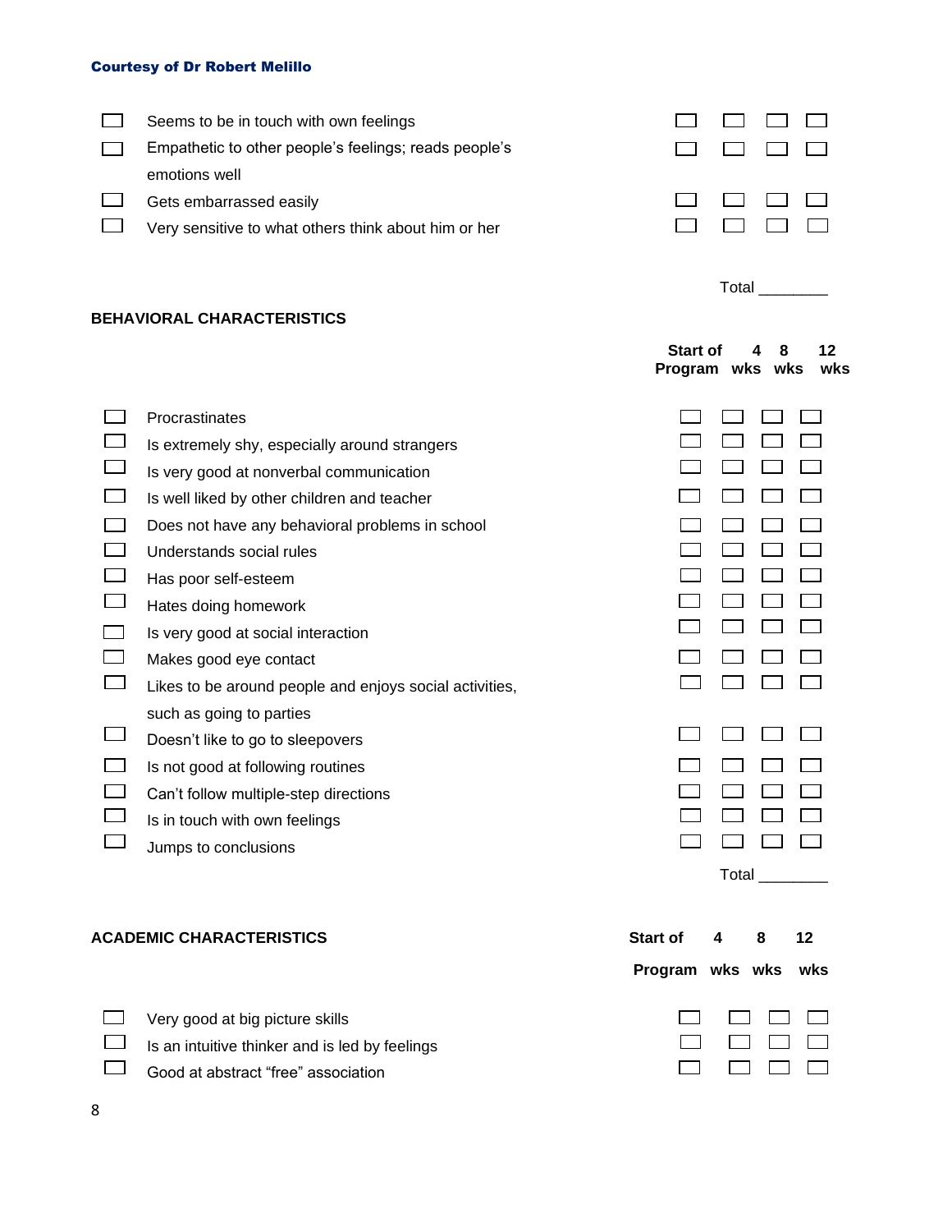Courtesy of Dr Robert Melillo

| | | Start of Program | 4 wks | 8 wks | 12 wks |
|---|---|---|---|---|---|
| ☐ | Seems to be in touch with own feelings | ☐ | ☐ | ☐ | ☐ |
| ☐ | Empathetic to other people's feelings; reads people's emotions well | ☐ | ☐ | ☐ | ☐ |
| ☐ | Gets embarrassed easily | ☐ | ☐ | ☐ | ☐ |
| ☐ | Very sensitive to what others think about him or her | ☐ | ☐ | ☐ | ☐ |

Total ________

## BEHAVIORAL CHARACTERISTICS

| | | Start of Program | 4 wks | 8 wks | 12 wks |
|---|---|---|---|---|---|
| ☐ | Procrastinates | ☐ | ☐ | ☐ | ☐ |
| ☐ | Is extremely shy, especially around strangers | ☐ | ☐ | ☐ | ☐ |
| ☐ | Is very good at nonverbal communication | ☐ | ☐ | ☐ | ☐ |
| ☐ | Is well liked by other children and teacher | ☐ | ☐ | ☐ | ☐ |
| ☐ | Does not have any behavioral problems in school | ☐ | ☐ | ☐ | ☐ |
| ☐ | Understands social rules | ☐ | ☐ | ☐ | ☐ |
| ☐ | Has poor self-esteem | ☐ | ☐ | ☐ | ☐ |
| ☐ | Hates doing homework | ☐ | ☐ | ☐ | ☐ |
| ☐ | Is very good at social interaction | ☐ | ☐ | ☐ | ☐ |
| ☐ | Makes good eye contact | ☐ | ☐ | ☐ | ☐ |
| ☐ | Likes to be around people and enjoys social activities, such as going to parties | ☐ | ☐ | ☐ | ☐ |
| ☐ | Doesn't like to go to sleepovers | ☐ | ☐ | ☐ | ☐ |
| ☐ | Is not good at following routines | ☐ | ☐ | ☐ | ☐ |
| ☐ | Can't follow multiple-step directions | ☐ | ☐ | ☐ | ☐ |
| ☐ | Is in touch with own feelings | ☐ | ☐ | ☐ | ☐ |
| ☐ | Jumps to conclusions | ☐ | ☐ | ☐ | ☐ |

Total ________

## ACADEMIC CHARACTERISTICS

| | | Start of Program | 4 wks | 8 wks | 12 wks |
|---|---|---|---|---|---|
| ☐ | Very good at big picture skills | ☐ | ☐ | ☐ | ☐ |
| ☐ | Is an intuitive thinker and is led by feelings | ☐ | ☐ | ☐ | ☐ |
| ☐ | Good at abstract "free" association | ☐ | ☐ | ☐ | ☐ |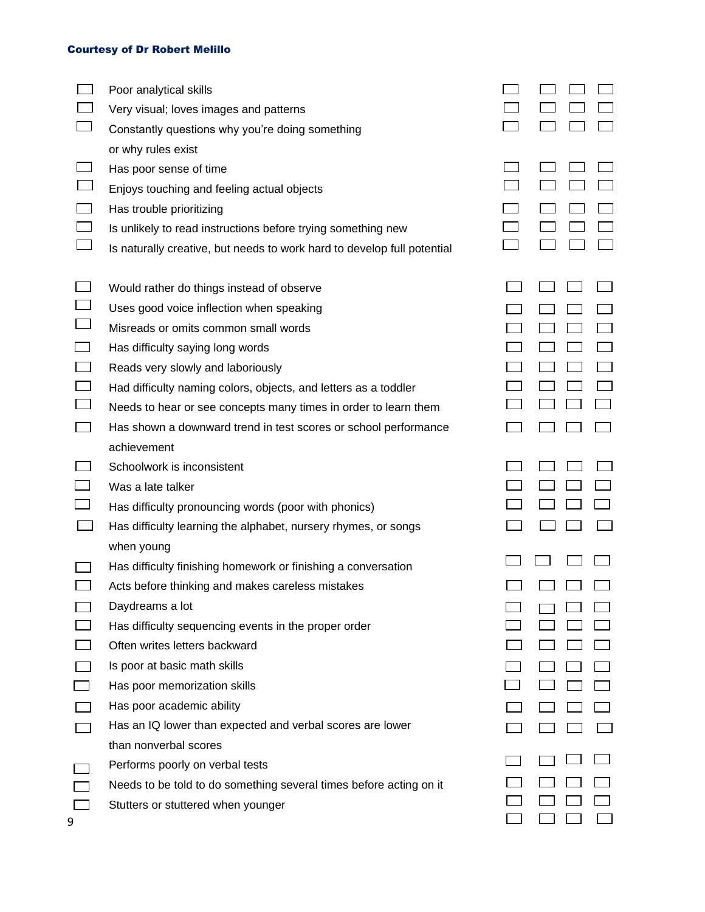**Courtesy of Dr Robert Melillo**

| | | | | | |
|---|---|---|---|---|---|
| ☐ | Poor analytical skills | ☐ | ☐ | ☐ | ☐ |
| ☐ | Very visual; loves images and patterns | ☐ | ☐ | ☐ | ☐ |
| ☐ | Constantly questions why you're doing something or why rules exist | ☐ | ☐ | ☐ | ☐ |
| ☐ | Has poor sense of time | ☐ | ☐ | ☐ | ☐ |
| ☐ | Enjoys touching and feeling actual objects | ☐ | ☐ | ☐ | ☐ |
| ☐ | Has trouble prioritizing | ☐ | ☐ | ☐ | ☐ |
| ☐ | Is unlikely to read instructions before trying something new | ☐ | ☐ | ☐ | ☐ |
| ☐ | Is naturally creative, but needs to work hard to develop full potential | ☐ | ☐ | ☐ | ☐ |

| | | | | | |
|---|---|---|---|---|---|
| ☐ | Would rather do things instead of observe | ☐ | ☐ | ☐ | ☐ |
| ☐ | Uses good voice inflection when speaking | ☐ | ☐ | ☐ | ☐ |
| ☐ | Misreads or omits common small words | ☐ | ☐ | ☐ | ☐ |
| ☐ | Has difficulty saying long words | ☐ | ☐ | ☐ | ☐ |
| ☐ | Reads very slowly and laboriously | ☐ | ☐ | ☐ | ☐ |
| ☐ | Had difficulty naming colors, objects, and letters as a toddler | ☐ | ☐ | ☐ | ☐ |
| ☐ | Needs to hear or see concepts many times in order to learn them | ☐ | ☐ | ☐ | ☐ |
| ☐ | Has shown a downward trend in test scores or school performance achievement | ☐ | ☐ | ☐ | ☐ |
| ☐ | Schoolwork is inconsistent | ☐ | ☐ | ☐ | ☐ |
| ☐ | Was a late talker | ☐ | ☐ | ☐ | ☐ |
| ☐ | Has difficulty pronouncing words (poor with phonics) | ☐ | ☐ | ☐ | ☐ |
| ☐ | Has difficulty learning the alphabet, nursery rhymes, or songs when young | ☐ | ☐ | ☐ | ☐ |
| ☐ | Has difficulty finishing homework or finishing a conversation | ☐ | ☐ | ☐ | ☐ |
| ☐ | Acts before thinking and makes careless mistakes | ☐ | ☐ | ☐ | ☐ |
| ☐ | Daydreams a lot | ☐ | ☐ | ☐ | ☐ |
| ☐ | Has difficulty sequencing events in the proper order | ☐ | ☐ | ☐ | ☐ |
| ☐ | Often writes letters backward | ☐ | ☐ | ☐ | ☐ |
| ☐ | Is poor at basic math skills | ☐ | ☐ | ☐ | ☐ |
| ☐ | Has poor memorization skills | ☐ | ☐ | ☐ | ☐ |
| ☐ | Has poor academic ability | ☐ | ☐ | ☐ | ☐ |
| ☐ | Has an IQ lower than expected and verbal scores are lower than nonverbal scores | ☐ | ☐ | ☐ | ☐ |
| ☐ | Performs poorly on verbal tests | ☐ | ☐ | ☐ | ☐ |
| ☐ | Needs to be told to do something several times before acting on it | ☐ | ☐ | ☐ | ☐ |
| ☐ | Stutters or stuttered when younger | ☐ | ☐ | ☐ | ☐ |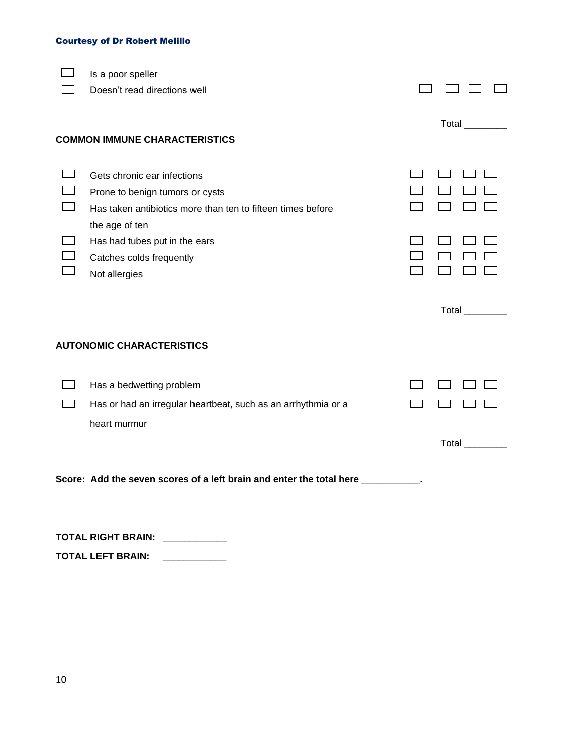Courtesy of Dr Robert Melillo

☐ Is a poor speller

☐ Doesn't read directions well ☐ ☐ ☐ ☐

Total ________

**COMMON IMMUNE CHARACTERISTICS**

| | | | | | |
|---|---|---|---|---|---|
| ☐ | Gets chronic ear infections | ☐ | ☐ | ☐ | ☐ |
| ☐ | Prone to benign tumors or cysts | ☐ | ☐ | ☐ | ☐ |
| ☐ | Has taken antibiotics more than ten to fifteen times before the age of ten | ☐ | ☐ | ☐ | ☐ |
| ☐ | Has had tubes put in the ears | ☐ | ☐ | ☐ | ☐ |
| ☐ | Catches colds frequently | ☐ | ☐ | ☐ | ☐ |
| ☐ | Not allergies | ☐ | ☐ | ☐ | ☐ |

Total ________

**AUTONOMIC CHARACTERISTICS**

| | | | | | |
|---|---|---|---|---|---|
| ☐ | Has a bedwetting problem | ☐ | ☐ | ☐ | ☐ |
| ☐ | Has or had an irregular heartbeat, such as an arrhythmia or a heart murmur | ☐ | ☐ | ☐ | ☐ |

Total ________

**Score: Add the seven scores of a left brain and enter the total here ___________.**

**TOTAL RIGHT BRAIN:** ____________

**TOTAL LEFT BRAIN:** ____________